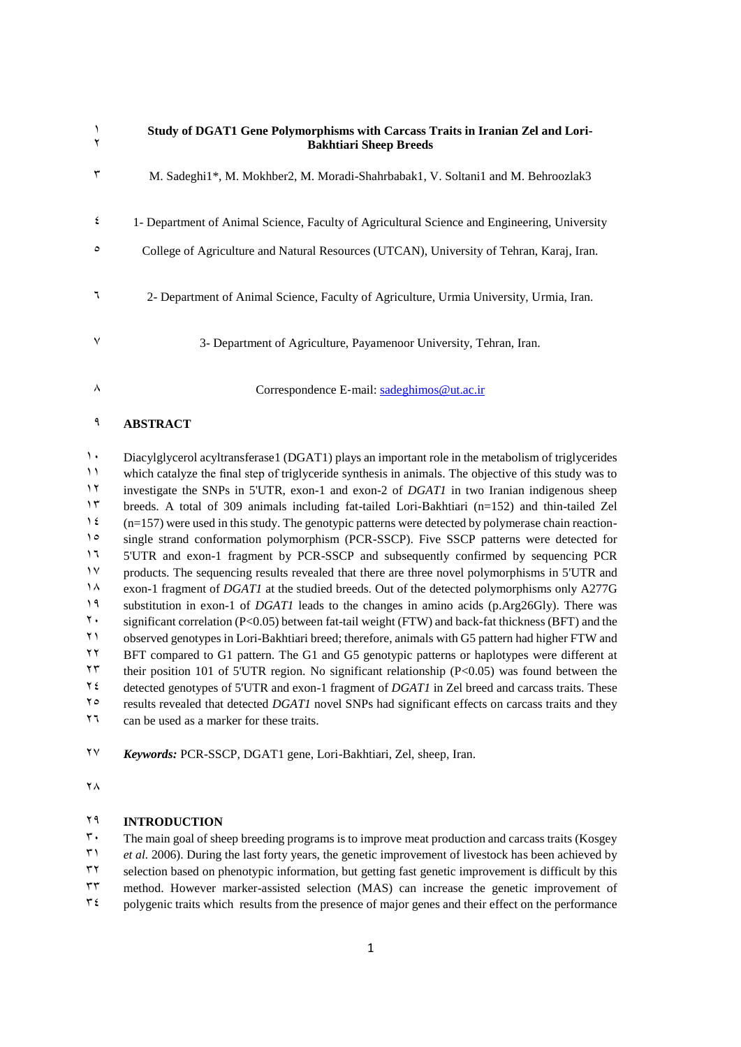# Study of DGAT1 Gene Polymorphisms with Carcass Traits in Iranian Zel and Lori-Bakhtiari Sheep Breeds

M. Sadeghi1*, M. Mokhber2, M. Moradi-Shahrbabak1, V. Soltani1 and M. Behroozlak3

1- Department of Animal Science, Faculty of Agricultural Science and Engineering, University College of Agriculture and Natural Resources (UTCAN), University of Tehran, Karaj, Iran.

2- Department of Animal Science, Faculty of Agriculture, Urmia University, Urmia, Iran.

3- Department of Agriculture, Payamenoor University, Tehran, Iran.

Correspondence E-mail: sadeghimos@ut.ac.ir

## ABSTRACT

Diacylglycerol acyltransferase1 (DGAT1) plays an important role in the metabolism of triglycerides which catalyze the final step of triglyceride synthesis in animals. The objective of this study was to investigate the SNPs in 5'UTR, exon-1 and exon-2 of *DGAT1* in two Iranian indigenous sheep breeds. A total of 309 animals including fat-tailed Lori-Bakhtiari (n=152) and thin-tailed Zel (n=157) were used in this study. The genotypic patterns were detected by polymerase chain reaction-single strand conformation polymorphism (PCR-SSCP). Five SSCP patterns were detected for 5'UTR and exon-1 fragment by PCR-SSCP and subsequently confirmed by sequencing PCR products. The sequencing results revealed that there are three novel polymorphisms in 5'UTR and exon-1 fragment of *DGAT1* at the studied breeds. Out of the detected polymorphisms only A277G substitution in exon-1 of *DGAT1* leads to the changes in amino acids (p.Arg26Gly). There was significant correlation ($P<0.05$) between fat-tail weight (FTW) and back-fat thickness (BFT) and the observed genotypes in Lori-Bakhtiari breed; therefore, animals with G5 pattern had higher FTW and BFT compared to G1 pattern. The G1 and G5 genotypic patterns or haplotypes were different at their position 101 of 5'UTR region. No significant relationship ($P<0.05$) was found between the detected genotypes of 5'UTR and exon-1 fragment of *DGAT1* in Zel breed and carcass traits. These results revealed that detected *DGAT1* novel SNPs had significant effects on carcass traits and they can be used as a marker for these traits.

***Keywords:*** PCR-SSCP, DGAT1 gene, Lori-Bakhtiari, Zel, sheep, Iran.

## INTRODUCTION

The main goal of sheep breeding programs is to improve meat production and carcass traits (Kosgey *et al.* 2006). During the last forty years, the genetic improvement of livestock has been achieved by selection based on phenotypic information, but getting fast genetic improvement is difficult by this method. However marker-assisted selection (MAS) can increase the genetic improvement of polygenic traits which results from the presence of major genes and their effect on the performance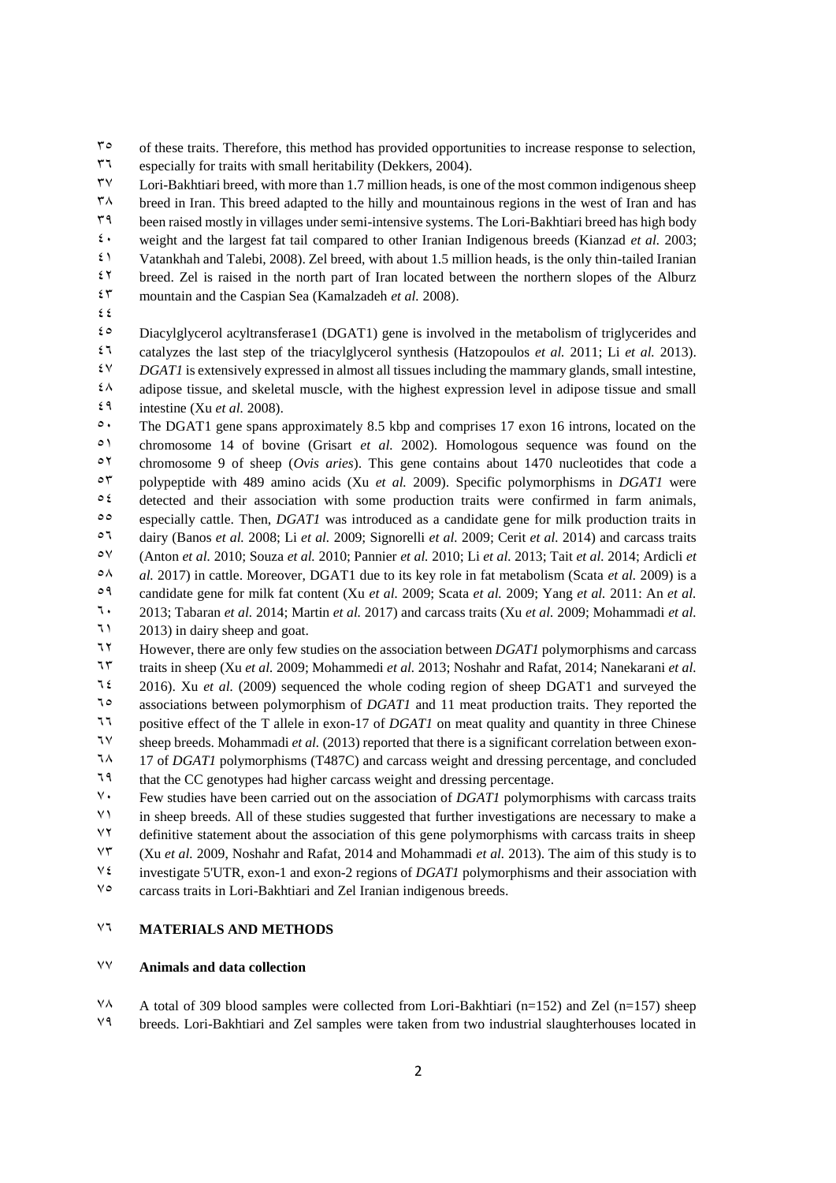of these traits. Therefore, this method has provided opportunities to increase response to selection, especially for traits with small heritability (Dekkers, 2004).

Lori-Bakhtiari breed, with more than 1.7 million heads, is one of the most common indigenous sheep breed in Iran. This breed adapted to the hilly and mountainous regions in the west of Iran and has been raised mostly in villages under semi-intensive systems. The Lori-Bakhtiari breed has high body weight and the largest fat tail compared to other Iranian Indigenous breeds (Kianzad *et al.* 2003; Vatankhah and Talebi, 2008). Zel breed, with about 1.5 million heads, is the only thin-tailed Iranian breed. Zel is raised in the north part of Iran located between the northern slopes of the Alburz mountain and the Caspian Sea (Kamalzadeh *et al.* 2008).

Diacylglycerol acyltransferase1 (DGAT1) gene is involved in the metabolism of triglycerides and catalyzes the last step of the triacylglycerol synthesis (Hatzopoulos *et al.* 2011; Li *et al.* 2013). *DGAT1* is extensively expressed in almost all tissues including the mammary glands, small intestine, adipose tissue, and skeletal muscle, with the highest expression level in adipose tissue and small intestine (Xu *et al.* 2008).

The DGAT1 gene spans approximately 8.5 kbp and comprises 17 exon 16 introns, located on the chromosome 14 of bovine (Grisart *et al.* 2002). Homologous sequence was found on the chromosome 9 of sheep (*Ovis aries*). This gene contains about 1470 nucleotides that code a polypeptide with 489 amino acids (Xu *et al.* 2009). Specific polymorphisms in *DGAT1* were detected and their association with some production traits were confirmed in farm animals, especially cattle. Then, *DGAT1* was introduced as a candidate gene for milk production traits in dairy (Banos *et al.* 2008; Li *et al.* 2009; Signorelli *et al.* 2009; Cerit *et al.* 2014) and carcass traits (Anton *et al.* 2010; Souza *et al.* 2010; Pannier *et al.* 2010; Li *et al.* 2013; Tait *et al.* 2014; Ardicli *et al.* 2017) in cattle. Moreover, DGAT1 due to its key role in fat metabolism (Scata *et al.* 2009) is a candidate gene for milk fat content (Xu *et al.* 2009; Scata *et al.* 2009; Yang *et al.* 2011: An *et al.* 2013; Tabaran *et al.* 2014; Martin *et al.* 2017) and carcass traits (Xu *et al.* 2009; Mohammadi *et al.* 2013) in dairy sheep and goat.

However, there are only few studies on the association between *DGAT1* polymorphisms and carcass traits in sheep (Xu *et al.* 2009; Mohammedi *et al.* 2013; Noshahr and Rafat, 2014; Nanekarani *et al.* 2016). Xu *et al.* (2009) sequenced the whole coding region of sheep DGAT1 and surveyed the associations between polymorphism of *DGAT1* and 11 meat production traits. They reported the positive effect of the T allele in exon-17 of *DGAT1* on meat quality and quantity in three Chinese sheep breeds. Mohammadi *et al.* (2013) reported that there is a significant correlation between exon-17 of *DGAT1* polymorphisms (T487C) and carcass weight and dressing percentage, and concluded that the CC genotypes had higher carcass weight and dressing percentage.

Few studies have been carried out on the association of *DGAT1* polymorphisms with carcass traits in sheep breeds. All of these studies suggested that further investigations are necessary to make a definitive statement about the association of this gene polymorphisms with carcass traits in sheep (Xu *et al.* 2009, Noshahr and Rafat, 2014 and Mohammadi *et al.* 2013). The aim of this study is to investigate 5'UTR, exon-1 and exon-2 regions of *DGAT1* polymorphisms and their association with carcass traits in Lori-Bakhtiari and Zel Iranian indigenous breeds.

## MATERIALS AND METHODS

### Animals and data collection

A total of 309 blood samples were collected from Lori-Bakhtiari (n=152) and Zel (n=157) sheep breeds. Lori-Bakhtiari and Zel samples were taken from two industrial slaughterhouses located in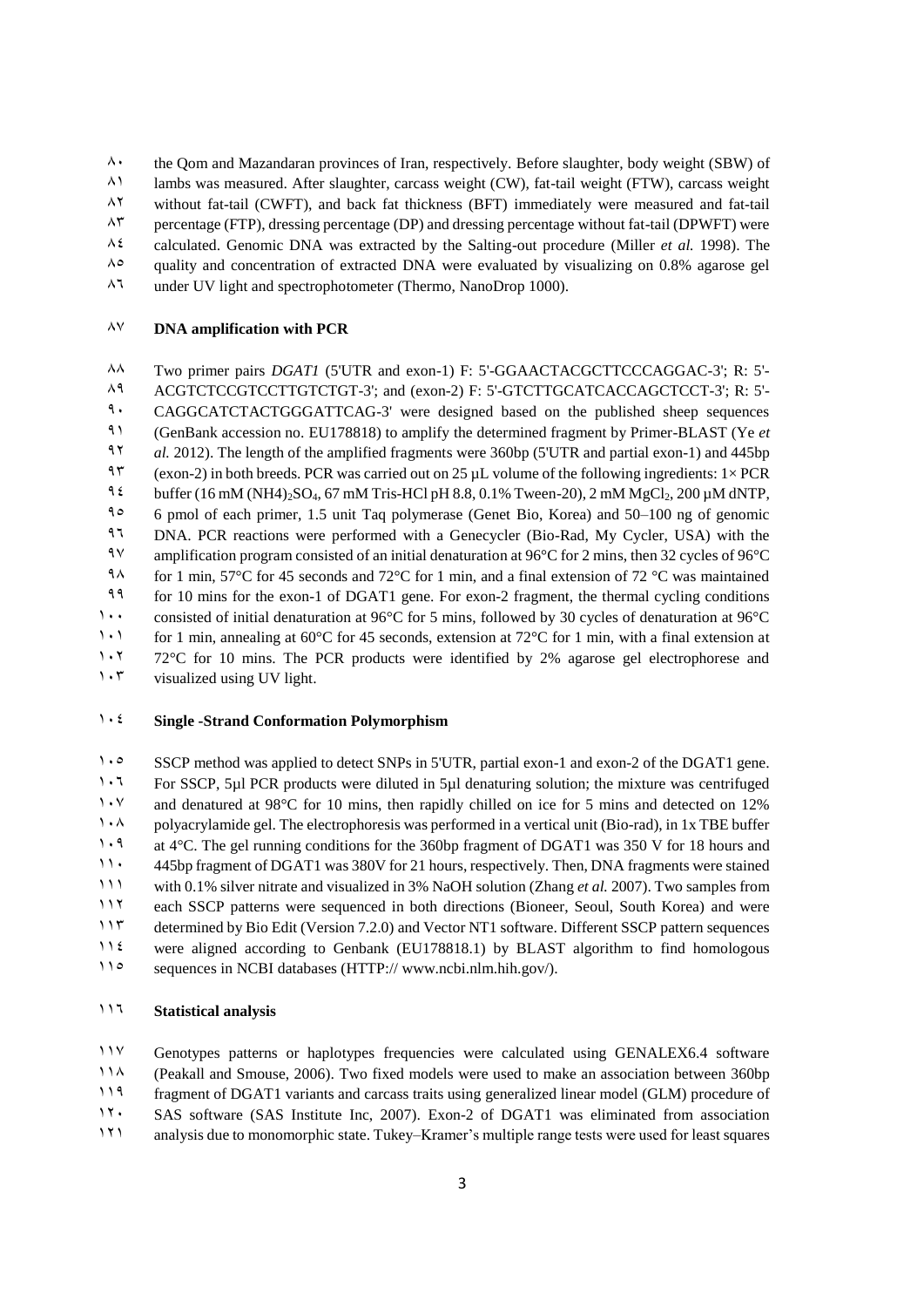the Qom and Mazandaran provinces of Iran, respectively. Before slaughter, body weight (SBW) of lambs was measured. After slaughter, carcass weight (CW), fat-tail weight (FTW), carcass weight without fat-tail (CWFT), and back fat thickness (BFT) immediately were measured and fat-tail percentage (FTP), dressing percentage (DP) and dressing percentage without fat-tail (DPWFT) were calculated. Genomic DNA was extracted by the Salting-out procedure (Miller *et al.* 1998). The quality and concentration of extracted DNA were evaluated by visualizing on 0.8% agarose gel under UV light and spectrophotometer (Thermo, NanoDrop 1000).

### DNA amplification with PCR

Two primer pairs *DGAT1* (5'UTR and exon-1) F: 5'-GGAACTACGCTTCCCAGGAC-3'; R: 5'-ACGTCTCCGTCCTTGTCTGT-3'; and (exon-2) F: 5'-GTCTTGCATCACCAGCTCCT-3'; R: 5'-CAGGCATCTACTGGGATTCAG-3' were designed based on the published sheep sequences (GenBank accession no. EU178818) to amplify the determined fragment by Primer-BLAST (Ye *et al.* 2012). The length of the amplified fragments were 360bp (5'UTR and partial exon-1) and 445bp (exon-2) in both breeds. PCR was carried out on 25 µL volume of the following ingredients: 1× PCR buffer (16 mM $(NH_4)_2SO_4$, 67 mM Tris-HCl pH 8.8, 0.1% Tween-20), 2 mM $MgCl_2$, 200 µM dNTP, 6 pmol of each primer, 1.5 unit Taq polymerase (Genet Bio, Korea) and 50–100 ng of genomic DNA. PCR reactions were performed with a Genecycler (Bio-Rad, My Cycler, USA) with the amplification program consisted of an initial denaturation at 96°C for 2 mins, then 32 cycles of 96°C for 1 min, 57°C for 45 seconds and 72°C for 1 min, and a final extension of 72 °C was maintained for 10 mins for the exon-1 of DGAT1 gene. For exon-2 fragment, the thermal cycling conditions consisted of initial denaturation at 96°C for 5 mins, followed by 30 cycles of denaturation at 96°C for 1 min, annealing at 60°C for 45 seconds, extension at 72°C for 1 min, with a final extension at 72°C for 10 mins. The PCR products were identified by 2% agarose gel electrophorese and visualized using UV light.

### Single -Strand Conformation Polymorphism

SSCP method was applied to detect SNPs in 5'UTR, partial exon-1 and exon-2 of the DGAT1 gene. For SSCP, 5µl PCR products were diluted in 5µl denaturing solution; the mixture was centrifuged and denatured at 98°C for 10 mins, then rapidly chilled on ice for 5 mins and detected on 12% polyacrylamide gel. The electrophoresis was performed in a vertical unit (Bio-rad), in 1x TBE buffer at 4°C. The gel running conditions for the 360bp fragment of DGAT1 was 350 V for 18 hours and 445bp fragment of DGAT1 was 380V for 21 hours, respectively. Then, DNA fragments were stained with 0.1% silver nitrate and visualized in 3% NaOH solution (Zhang *et al.* 2007). Two samples from each SSCP patterns were sequenced in both directions (Bioneer, Seoul, South Korea) and were determined by Bio Edit (Version 7.2.0) and Vector NT1 software. Different SSCP pattern sequences were aligned according to Genbank (EU178818.1) by BLAST algorithm to find homologous sequences in NCBI databases (HTTP:// www.ncbi.nlm.hih.gov/).

### Statistical analysis

Genotypes patterns or haplotypes frequencies were calculated using GENALEX6.4 software (Peakall and Smouse, 2006). Two fixed models were used to make an association between 360bp fragment of DGAT1 variants and carcass traits using generalized linear model (GLM) procedure of SAS software (SAS Institute Inc, 2007). Exon-2 of DGAT1 was eliminated from association analysis due to monomorphic state. Tukey–Kramer's multiple range tests were used for least squares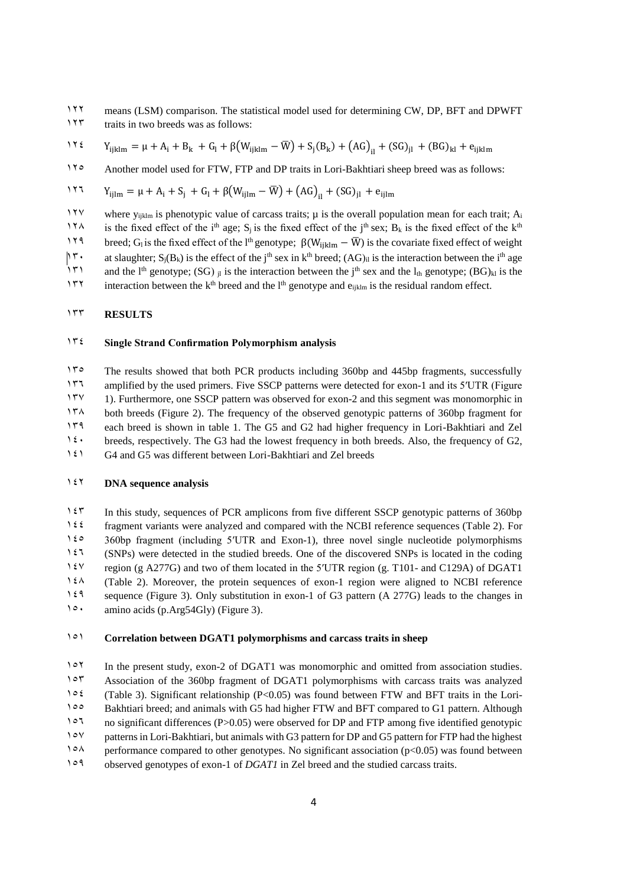means (LSM) comparison. The statistical model used for determining CW, DP, BFT and DPWFT traits in two breeds was as follows:

$$Y_{ijklm} = \mu + A_i + B_k + G_l + \beta(W_{ijklm} - \overline{W}) + S_j(B_k) + (AG)_{il} + (SG)_{jl} + (BG)_{kl} + e_{ijklm}$$

Another model used for FTW, FTP and DP traits in Lori-Bakhtiari sheep breed was as follows:

$$Y_{ijlm} = \mu + A_i + S_j + G_l + \beta(W_{ijlm} - \overline{W}) + (AG)_{il} + (SG)_{jl} + e_{ijlm}$$

where $y_{ijklm}$ is phenotypic value of carcass traits; μ is the overall population mean for each trait; $A_i$ is the fixed effect of the $i^{th}$ age; $S_j$ is the fixed effect of the $j^{th}$ sex; $B_k$ is the fixed effect of the $k^{th}$ breed; $G_l$ is the fixed effect of the $l^{th}$ genotype; $\beta(W_{ijklm} - \overline{W})$ is the covariate fixed effect of weight at slaughter; $S_j(B_k)$ is the effect of the $j^{th}$ sex in $k^{th}$ breed; $(AG)_{il}$ is the interaction between the $i^{th}$ age and the $l^{th}$ genotype; $(SG)_{jl}$ is the interaction between the $j^{th}$ sex and the $l_{th}$ genotype; $(BG)_{kl}$ is the interaction between the $k^{th}$ breed and the $l^{th}$ genotype and $e_{ijklm}$ is the residual random effect.

## RESULTS

### Single Strand Confirmation Polymorphism analysis

The results showed that both PCR products including 360bp and 445bp fragments, successfully amplified by the used primers. Five SSCP patterns were detected for exon-1 and its 5′UTR (Figure 1). Furthermore, one SSCP pattern was observed for exon-2 and this segment was monomorphic in both breeds (Figure 2). The frequency of the observed genotypic patterns of 360bp fragment for each breed is shown in table 1. The G5 and G2 had higher frequency in Lori-Bakhtiari and Zel breeds, respectively. The G3 had the lowest frequency in both breeds. Also, the frequency of G2, G4 and G5 was different between Lori-Bakhtiari and Zel breeds

### DNA sequence analysis

In this study, sequences of PCR amplicons from five different SSCP genotypic patterns of 360bp fragment variants were analyzed and compared with the NCBI reference sequences (Table 2). For 360bp fragment (including 5′UTR and Exon-1), three novel single nucleotide polymorphisms (SNPs) were detected in the studied breeds. One of the discovered SNPs is located in the coding region (g A277G) and two of them located in the 5′UTR region (g. T101- and C129A) of DGAT1 (Table 2). Moreover, the protein sequences of exon-1 region were aligned to NCBI reference sequence (Figure 3). Only substitution in exon-1 of G3 pattern (A 277G) leads to the changes in amino acids (p.Arg54Gly) (Figure 3).

### Correlation between DGAT1 polymorphisms and carcass traits in sheep

In the present study, exon-2 of DGAT1 was monomorphic and omitted from association studies. Association of the 360bp fragment of DGAT1 polymorphisms with carcass traits was analyzed (Table 3). Significant relationship ($P<0.05$) was found between FTW and BFT traits in the Lori-Bakhtiari breed; and animals with G5 had higher FTW and BFT compared to G1 pattern. Although no significant differences ($P>0.05$) were observed for DP and FTP among five identified genotypic patterns in Lori-Bakhtiari, but animals with G3 pattern for DP and G5 pattern for FTP had the highest performance compared to other genotypes. No significant association ($p<0.05$) was found between observed genotypes of exon-1 of *DGAT1* in Zel breed and the studied carcass traits.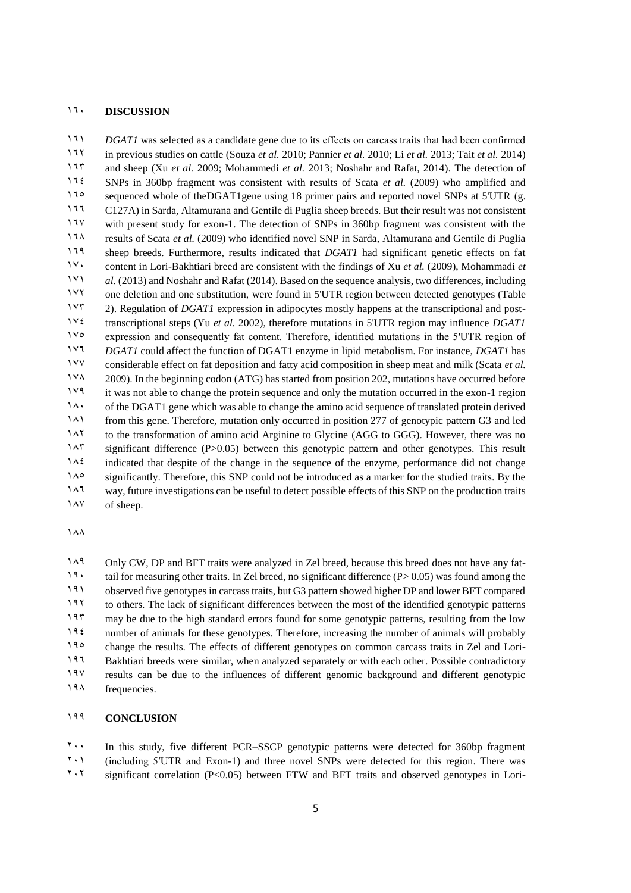## DISCUSSION

*DGAT1* was selected as a candidate gene due to its effects on carcass traits that had been confirmed in previous studies on cattle (Souza *et al.* 2010; Pannier *et al.* 2010; Li *et al.* 2013; Tait *et al.* 2014) and sheep (Xu *et al.* 2009; Mohammedi *et al.* 2013; Noshahr and Rafat, 2014). The detection of SNPs in 360bp fragment was consistent with results of Scata *et al.* (2009) who amplified and sequenced whole of theDGAT1gene using 18 primer pairs and reported novel SNPs at 5'UTR (g. C127A) in Sarda, Altamurana and Gentile di Puglia sheep breeds. But their result was not consistent with present study for exon-1. The detection of SNPs in 360bp fragment was consistent with the results of Scata *et al.* (2009) who identified novel SNP in Sarda, Altamurana and Gentile di Puglia sheep breeds. Furthermore, results indicated that *DGAT1* had significant genetic effects on fat content in Lori-Bakhtiari breed are consistent with the findings of Xu *et al.* (2009), Mohammadi *et al.* (2013) and Noshahr and Rafat (2014). Based on the sequence analysis, two differences, including one deletion and one substitution, were found in 5'UTR region between detected genotypes (Table 2). Regulation of *DGAT1* expression in adipocytes mostly happens at the transcriptional and post-transcriptional steps (Yu *et al.* 2002), therefore mutations in 5'UTR region may influence *DGAT1* expression and consequently fat content. Therefore, identified mutations in the 5'UTR region of *DGAT1* could affect the function of DGAT1 enzyme in lipid metabolism. For instance, *DGAT1* has considerable effect on fat deposition and fatty acid composition in sheep meat and milk (Scata *et al.* 2009). In the beginning codon (ATG) has started from position 202, mutations have occurred before it was not able to change the protein sequence and only the mutation occurred in the exon-1 region of the DGAT1 gene which was able to change the amino acid sequence of translated protein derived from this gene. Therefore, mutation only occurred in position 277 of genotypic pattern G3 and led to the transformation of amino acid Arginine to Glycine (AGG to GGG). However, there was no significant difference ($P>0.05$) between this genotypic pattern and other genotypes. This result indicated that despite of the change in the sequence of the enzyme, performance did not change significantly. Therefore, this SNP could not be introduced as a marker for the studied traits. By the way, future investigations can be useful to detect possible effects of this SNP on the production traits of sheep.

Only CW, DP and BFT traits were analyzed in Zel breed, because this breed does not have any fat-tail for measuring other traits. In Zel breed, no significant difference ($P> 0.05$) was found among the observed five genotypes in carcass traits, but G3 pattern showed higher DP and lower BFT compared to others. The lack of significant differences between the most of the identified genotypic patterns may be due to the high standard errors found for some genotypic patterns, resulting from the low number of animals for these genotypes. Therefore, increasing the number of animals will probably change the results. The effects of different genotypes on common carcass traits in Zel and Lori-Bakhtiari breeds were similar, when analyzed separately or with each other. Possible contradictory results can be due to the influences of different genomic background and different genotypic frequencies.

## CONCLUSION

In this study, five different PCR–SSCP genotypic patterns were detected for 360bp fragment (including 5′UTR and Exon-1) and three novel SNPs were detected for this region. There was significant correlation ($P<0.05$) between FTW and BFT traits and observed genotypes in Lori-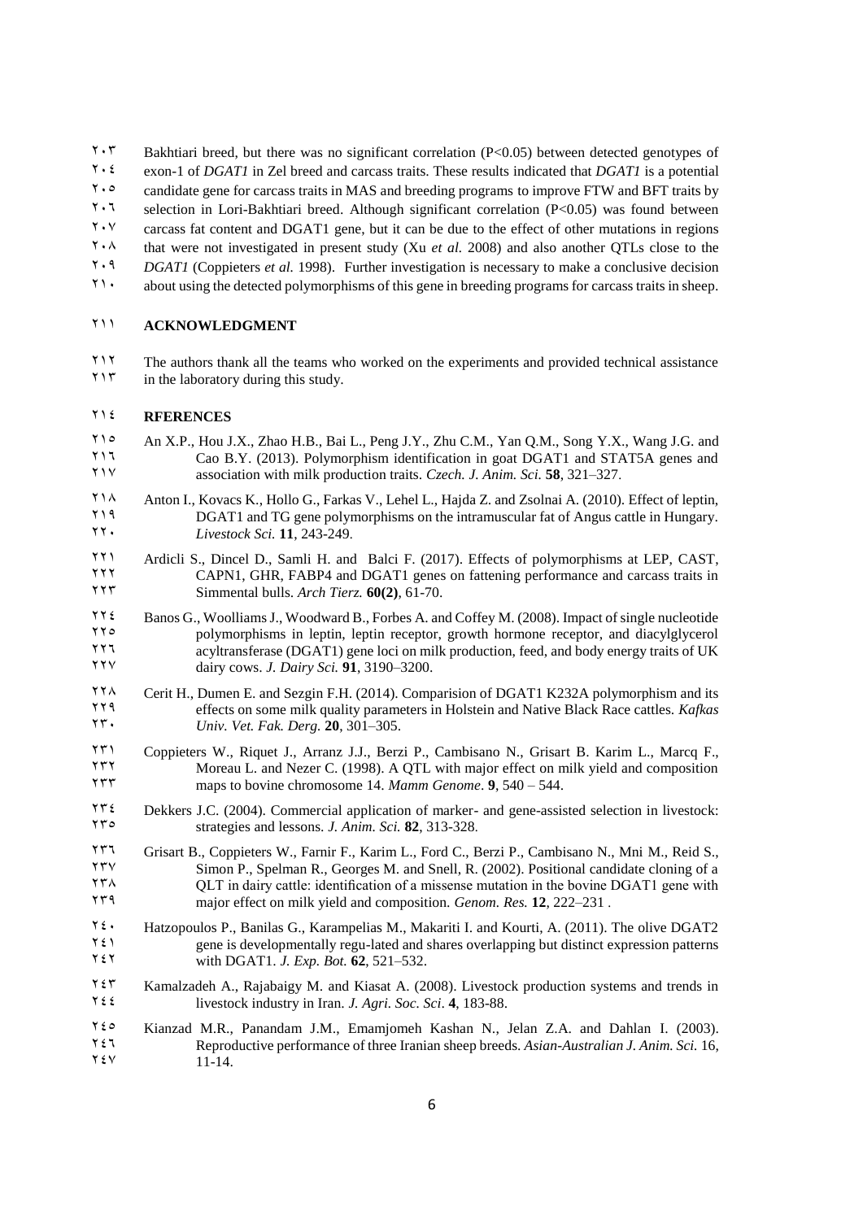Bakhtiari breed, but there was no significant correlation ($P<0.05$) between detected genotypes of exon-1 of *DGAT1* in Zel breed and carcass traits. These results indicated that *DGAT1* is a potential candidate gene for carcass traits in MAS and breeding programs to improve FTW and BFT traits by selection in Lori-Bakhtiari breed. Although significant correlation ($P<0.05$) was found between carcass fat content and DGAT1 gene, but it can be due to the effect of other mutations in regions that were not investigated in present study (Xu *et al.* 2008) and also another QTLs close to the *DGAT1* (Coppieters *et al.* 1998). Further investigation is necessary to make a conclusive decision about using the detected polymorphisms of this gene in breeding programs for carcass traits in sheep.

## ACKNOWLEDGMENT

The authors thank all the teams who worked on the experiments and provided technical assistance in the laboratory during this study.

## RFERENCES

An X.P., Hou J.X., Zhao H.B., Bai L., Peng J.Y., Zhu C.M., Yan Q.M., Song Y.X., Wang J.G. and Cao B.Y. (2013). Polymorphism identification in goat DGAT1 and STAT5A genes and association with milk production traits. *Czech. J. Anim. Sci.* **58**, 321–327.

Anton I., Kovacs K., Hollo G., Farkas V., Lehel L., Hajda Z. and Zsolnai A. (2010). Effect of leptin, DGAT1 and TG gene polymorphisms on the intramuscular fat of Angus cattle in Hungary. *Livestock Sci.* **11**, 243-249.

Ardicli S., Dincel D., Samli H. and Balci F. (2017). Effects of polymorphisms at LEP, CAST, CAPN1, GHR, FABP4 and DGAT1 genes on fattening performance and carcass traits in Simmental bulls. *Arch Tierz.* **60(2)**, 61-70.

Banos G., Woolliams J., Woodward B., Forbes A. and Coffey M. (2008). Impact of single nucleotide polymorphisms in leptin, leptin receptor, growth hormone receptor, and diacylglycerol acyltransferase (DGAT1) gene loci on milk production, feed, and body energy traits of UK dairy cows. *J. Dairy Sci.* **91**, 3190–3200.

Cerit H., Dumen E. and Sezgin F.H. (2014). Comparision of DGAT1 K232A polymorphism and its effects on some milk quality parameters in Holstein and Native Black Race cattles. *Kafkas Univ. Vet. Fak. Derg.* **20**, 301–305.

Coppieters W., Riquet J., Arranz J.J., Berzi P., Cambisano N., Grisart B. Karim L., Marcq F., Moreau L. and Nezer C. (1998). A QTL with major effect on milk yield and composition maps to bovine chromosome 14. *Mamm Genome*. **9**, 540 – 544.

Dekkers J.C. (2004). Commercial application of marker- and gene-assisted selection in livestock: strategies and lessons. *J. Anim. Sci.* **82**, 313-328.

Grisart B., Coppieters W., Farnir F., Karim L., Ford C., Berzi P., Cambisano N., Mni M., Reid S., Simon P., Spelman R., Georges M. and Snell, R. (2002). Positional candidate cloning of a QLT in dairy cattle: identification of a missense mutation in the bovine DGAT1 gene with major effect on milk yield and composition. *Genom. Res.* **12**, 222–231 .

Hatzopoulos P., Banilas G., Karampelias M., Makariti I. and Kourti, A. (2011). The olive DGAT2 gene is developmentally regu-lated and shares overlapping but distinct expression patterns with DGAT1. *J. Exp. Bot.* **62**, 521–532.

Kamalzadeh A., Rajabaigy M. and Kiasat A. (2008). Livestock production systems and trends in livestock industry in Iran. *J. Agri. Soc. Sci*. **4**, 183-88.

Kianzad M.R., Panandam J.M., Emamjomeh Kashan N., Jelan Z.A. and Dahlan I. (2003). Reproductive performance of three Iranian sheep breeds. *Asian-Australian J. Anim. Sci.* 16, 11-14.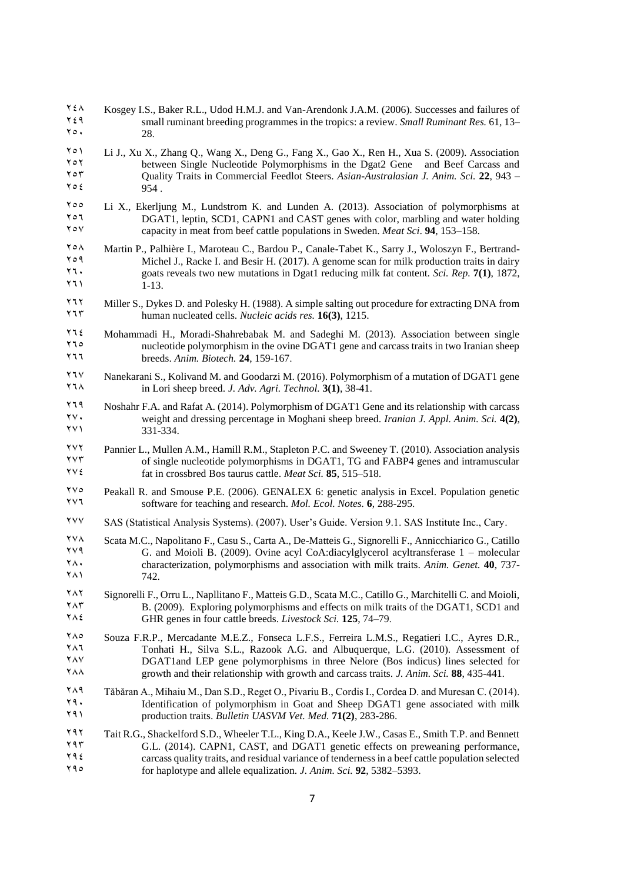Kosgey I.S., Baker R.L., Udod H.M.J. and Van-Arendonk J.A.M. (2006). Successes and failures of small ruminant breeding programmes in the tropics: a review. *Small Ruminant Res.* 61, 13–28.

Li J., Xu X., Zhang Q., Wang X., Deng G., Fang X., Gao X., Ren H., Xua S. (2009). Association between Single Nucleotide Polymorphisms in the Dgat2 Gene and Beef Carcass and Quality Traits in Commercial Feedlot Steers. *Asian-Australasian J. Anim. Sci.* **22**, 943 – 954 .

Li X., Ekerljung M., Lundstrom K. and Lunden A. (2013). Association of polymorphisms at DGAT1, leptin, SCD1, CAPN1 and CAST genes with color, marbling and water holding capacity in meat from beef cattle populations in Sweden. *Meat Sci*. **94**, 153–158.

Martin P., Palhière I., Maroteau C., Bardou P., Canale-Tabet K., Sarry J., Woloszyn F., Bertrand-Michel J., Racke I. and Besir H. (2017). A genome scan for milk production traits in dairy goats reveals two new mutations in Dgat1 reducing milk fat content. *Sci. Rep.* **7(1)**, 1872, 1-13.

Miller S., Dykes D. and Polesky H. (1988). A simple salting out procedure for extracting DNA from human nucleated cells. *Nucleic acids res.* **16(3)**, 1215.

Mohammadi H., Moradi-Shahrebabak M. and Sadeghi M. (2013). Association between single nucleotide polymorphism in the ovine DGAT1 gene and carcass traits in two Iranian sheep breeds. *Anim. Biotech.* **24**, 159-167.

Nanekarani S., Kolivand M. and Goodarzi M. (2016). Polymorphism of a mutation of DGAT1 gene in Lori sheep breed. *J. Adv. Agri. Technol.* **3(1)**, 38-41.

Noshahr F.A. and Rafat A. (2014). Polymorphism of DGAT1 Gene and its relationship with carcass weight and dressing percentage in Moghani sheep breed. *Iranian J. Appl. Anim. Sci.* **4(2)**, 331-334.

Pannier L., Mullen A.M., Hamill R.M., Stapleton P.C. and Sweeney T. (2010). Association analysis of single nucleotide polymorphisms in DGAT1, TG and FABP4 genes and intramuscular fat in crossbred Bos taurus cattle. *Meat Sci.* **85**, 515–518.

Peakall R. and Smouse P.E. (2006). GENALEX 6: genetic analysis in Excel. Population genetic software for teaching and research. *Mol. Ecol. Notes.* **6**, 288-295.

SAS (Statistical Analysis Systems). (2007). User's Guide. Version 9.1. SAS Institute Inc., Cary.

Scata M.C., Napolitano F., Casu S., Carta A., De-Matteis G., Signorelli F., Annicchiarico G., Catillo G. and Moioli B. (2009). Ovine acyl CoA:diacylglycerol acyltransferase 1 – molecular characterization, polymorphisms and association with milk traits. *Anim. Genet.* **40**, 737-742.

Signorelli F., Orru L., Napllitano F., Matteis G.D., Scata M.C., Catillo G., Marchitelli C. and Moioli, B. (2009). Exploring polymorphisms and effects on milk traits of the DGAT1, SCD1 and GHR genes in four cattle breeds. *Livestock Sci.* **125**, 74–79.

Souza F.R.P., Mercadante M.E.Z., Fonseca L.F.S., Ferreira L.M.S., Regatieri I.C., Ayres D.R., Tonhati H., Silva S.L., Razook A.G. and Albuquerque, L.G. (2010). Assessment of DGAT1and LEP gene polymorphisms in three Nelore (Bos indicus) lines selected for growth and their relationship with growth and carcass traits. *J. Anim. Sci.* **88**, 435-441.

Tăbăran A., Mihaiu M., Dan S.D., Reget O., Pivariu B., Cordis I., Cordea D. and Muresan C. (2014). Identification of polymorphism in Goat and Sheep DGAT1 gene associated with milk production traits. *Bulletin UASVM Vet. Med.* **71(2)**, 283-286.

Tait R.G., Shackelford S.D., Wheeler T.L., King D.A., Keele J.W., Casas E., Smith T.P. and Bennett G.L. (2014). CAPN1, CAST, and DGAT1 genetic effects on preweaning performance, carcass quality traits, and residual variance of tenderness in a beef cattle population selected for haplotype and allele equalization. *J. Anim. Sci.* **92**, 5382–5393.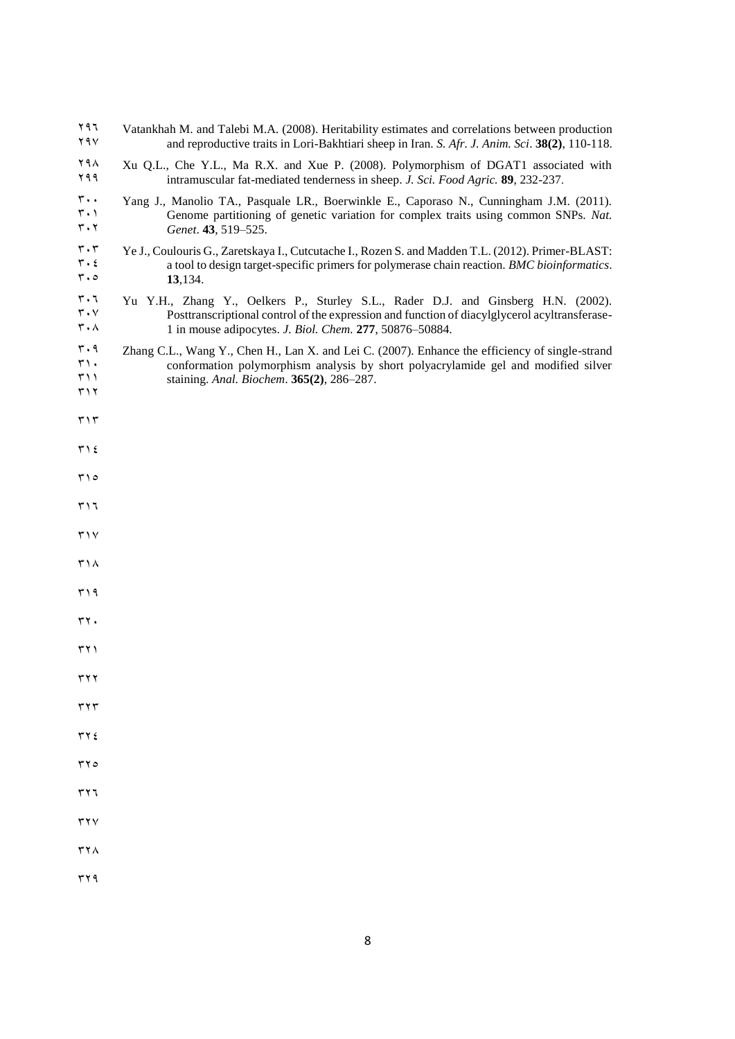Vatankhah M. and Talebi M.A. (2008). Heritability estimates and correlations between production and reproductive traits in Lori-Bakhtiari sheep in Iran. *S. Afr. J. Anim. Sci*. **38(2)**, 110-118.

Xu Q.L., Che Y.L., Ma R.X. and Xue P. (2008). Polymorphism of DGAT1 associated with intramuscular fat-mediated tenderness in sheep. *J. Sci. Food Agric.* **89**, 232-237.

Yang J., Manolio TA., Pasquale LR., Boerwinkle E., Caporaso N., Cunningham J.M. (2011). Genome partitioning of genetic variation for complex traits using common SNPs. *Nat. Genet*. **43**, 519–525.

Ye J., Coulouris G., Zaretskaya I., Cutcutache I., Rozen S. and Madden T.L. (2012). Primer-BLAST: a tool to design target-specific primers for polymerase chain reaction. *BMC bioinformatics*. **13**,134.

Yu Y.H., Zhang Y., Oelkers P., Sturley S.L., Rader D.J. and Ginsberg H.N. (2002). Posttranscriptional control of the expression and function of diacylglycerol acyltransferase-1 in mouse adipocytes. *J. Biol. Chem.* **277**, 50876–50884.

Zhang C.L., Wang Y., Chen H., Lan X. and Lei C. (2007). Enhance the efficiency of single-strand conformation polymorphism analysis by short polyacrylamide gel and modified silver staining. *Anal. Biochem*. **365(2)**, 286–287.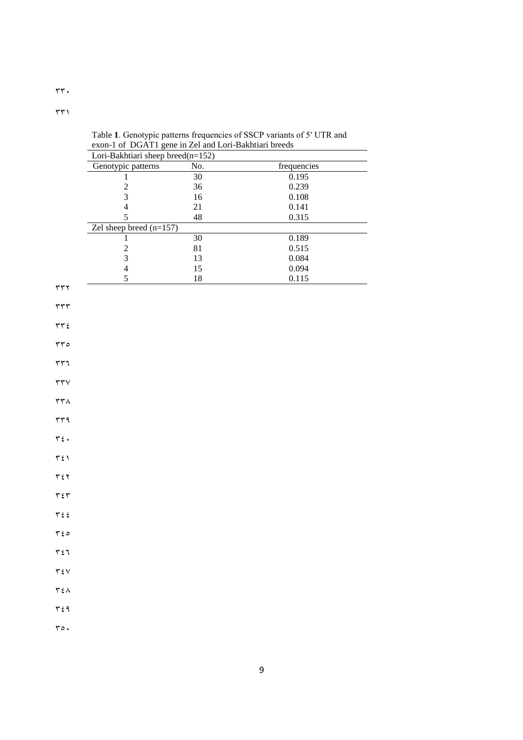Table **1**. Genotypic patterns frequencies of SSCP variants of 5′ UTR and exon-1 of DGAT1 gene in Zel and Lori-Bakhtiari breeds

| Lori-Bakhtiari sheep breed(n=152) | | |
|---|---|---|
| Genotypic patterns | No. | frequencies |
| 1 | 30 | 0.195 |
| 2 | 36 | 0.239 |
| 3 | 16 | 0.108 |
| 4 | 21 | 0.141 |
| 5 | 48 | 0.315 |
| Zel sheep breed (n=157) | | |
| 1 | 30 | 0.189 |
| 2 | 81 | 0.515 |
| 3 | 13 | 0.084 |
| 4 | 15 | 0.094 |
| 5 | 18 | 0.115 |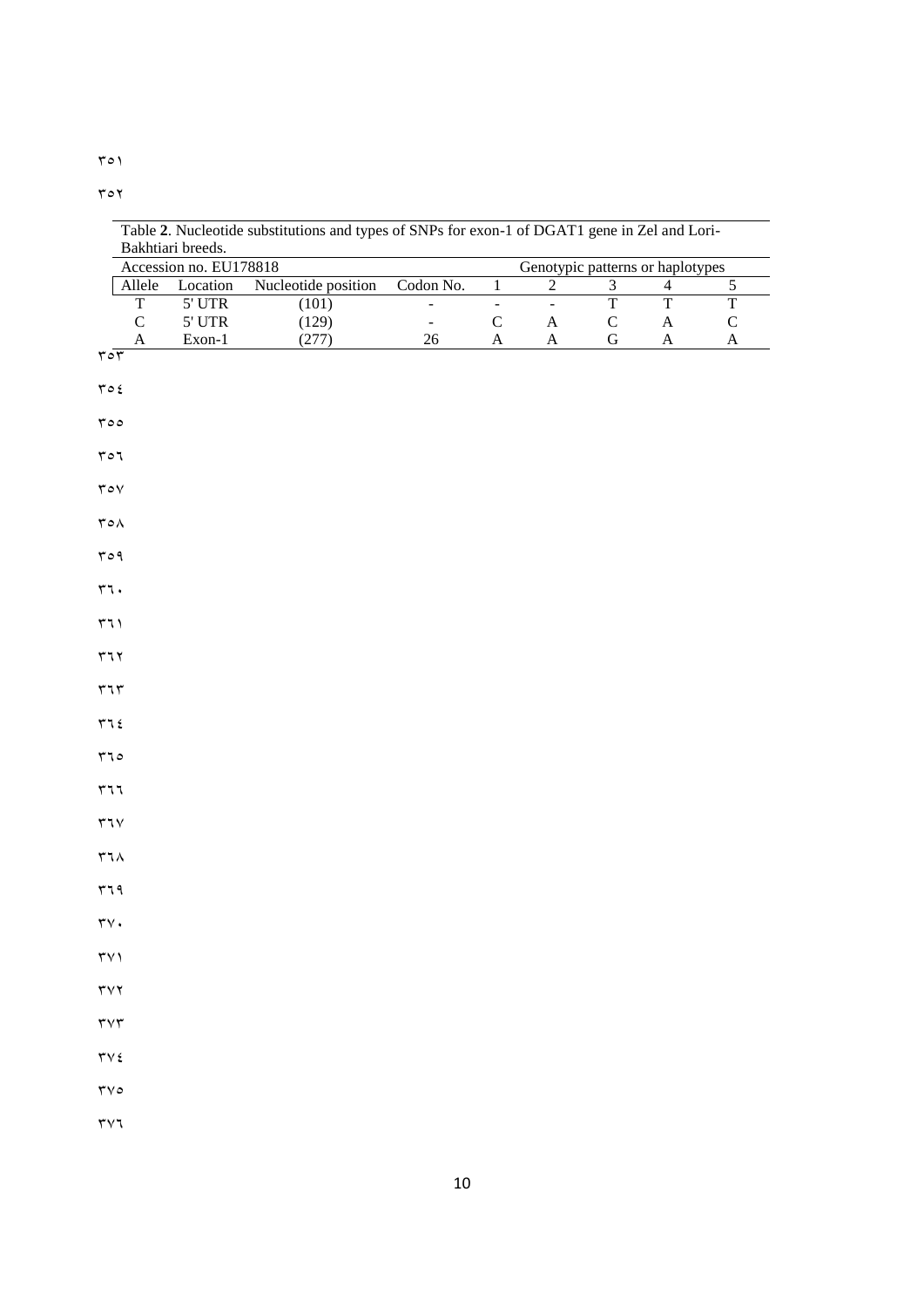Table **2**. Nucleotide substitutions and types of SNPs for exon-1 of DGAT1 gene in Zel and Lori-Bakhtiari breeds.

| Accession no. EU178818 | | | | Genotypic patterns or haplotypes | | | | |
|---|---|---|---|---|---|---|---|---|
| Allele | Location | Nucleotide position | Codon No. | 1 | 2 | 3 | 4 | 5 |
| T | 5' UTR | (101) | - | - | - | T | T | T |
| C | 5' UTR | (129) | - | C | A | C | A | C |
| A | Exon-1 | (277) | 26 | A | A | G | A | A |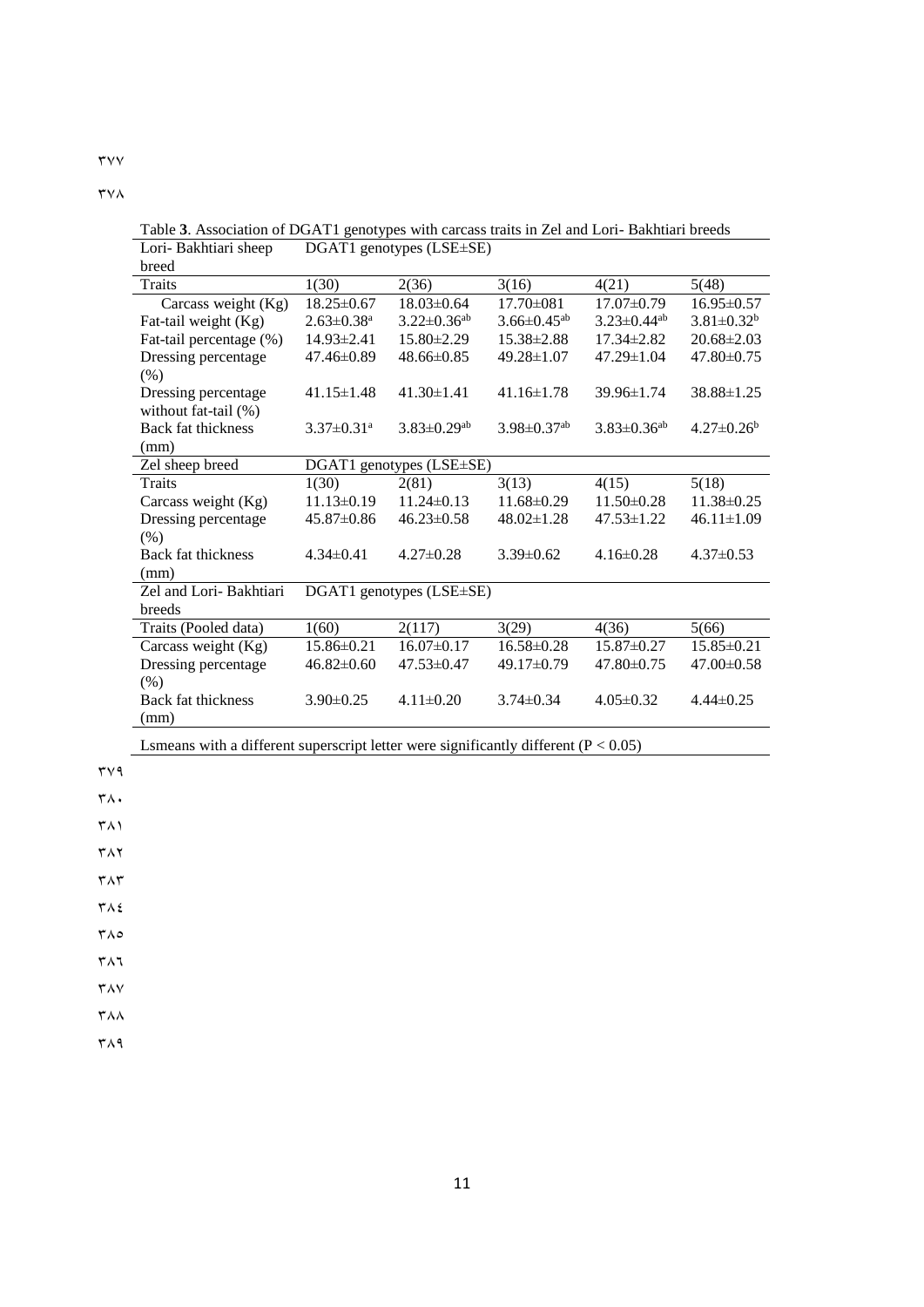Table **3**. Association of DGAT1 genotypes with carcass traits in Zel and Lori- Bakhtiari breeds

| Lori- Bakhtiari sheep breed | DGAT1 genotypes (LSE±SE) | | | | |
|---|---|---|---|---|---|
| Traits | 1(30) | 2(36) | 3(16) | 4(21) | 5(48) |
| Carcass weight (Kg) | 18.25±0.67 | 18.03±0.64 | 17.70±081 | 17.07±0.79 | 16.95±0.57 |
| Fat-tail weight (Kg) | 2.63±0.38$^{a}$ | 3.22±0.36$^{ab}$ | 3.66±0.45$^{ab}$ | 3.23±0.44$^{ab}$ | 3.81±0.32$^{b}$ |
| Fat-tail percentage (%) | 14.93±2.41 | 15.80±2.29 | 15.38±2.88 | 17.34±2.82 | 20.68±2.03 |
| Dressing percentage (%) | 47.46±0.89 | 48.66±0.85 | 49.28±1.07 | 47.29±1.04 | 47.80±0.75 |
| Dressing percentage without fat-tail (%) | 41.15±1.48 | 41.30±1.41 | 41.16±1.78 | 39.96±1.74 | 38.88±1.25 |
| Back fat thickness (mm) | 3.37±0.31$^{a}$ | 3.83±0.29$^{ab}$ | 3.98±0.37$^{ab}$ | 3.83±0.36$^{ab}$ | 4.27±0.26$^{b}$ |
| **Zel sheep breed** | **DGAT1 genotypes (LSE±SE)** | | | | |
| Traits | 1(30) | 2(81) | 3(13) | 4(15) | 5(18) |
| Carcass weight (Kg) | 11.13±0.19 | 11.24±0.13 | 11.68±0.29 | 11.50±0.28 | 11.38±0.25 |
| Dressing percentage (%) | 45.87±0.86 | 46.23±0.58 | 48.02±1.28 | 47.53±1.22 | 46.11±1.09 |
| Back fat thickness (mm) | 4.34±0.41 | 4.27±0.28 | 3.39±0.62 | 4.16±0.28 | 4.37±0.53 |
| **Zel and Lori- Bakhtiari breeds** | **DGAT1 genotypes (LSE±SE)** | | | | |
| Traits (Pooled data) | 1(60) | 2(117) | 3(29) | 4(36) | 5(66) |
| Carcass weight (Kg) | 15.86±0.21 | 16.07±0.17 | 16.58±0.28 | 15.87±0.27 | 15.85±0.21 |
| Dressing percentage (%) | 46.82±0.60 | 47.53±0.47 | 49.17±0.79 | 47.80±0.75 | 47.00±0.58 |
| Back fat thickness (mm) | 3.90±0.25 | 4.11±0.20 | 3.74±0.34 | 4.05±0.32 | 4.44±0.25 |

Lsmeans with a different superscript letter were significantly different ($P < 0.05$)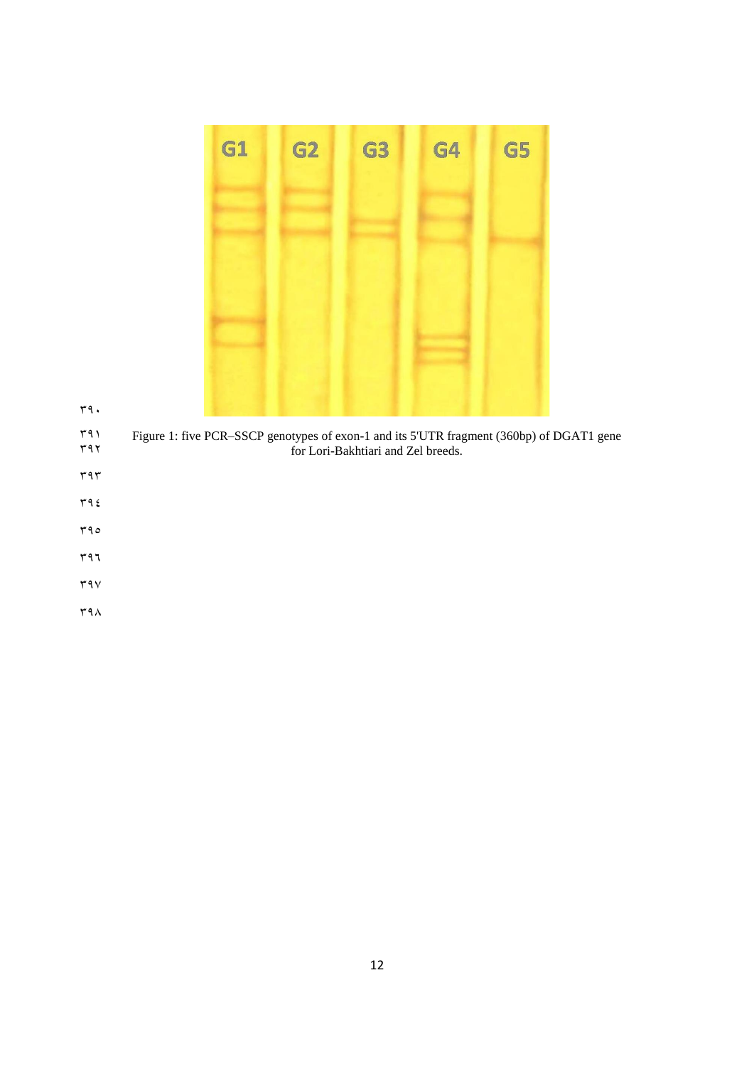Figure 1: five PCR–SSCP genotypes of exon-1 and its 5'UTR fragment (360bp) of DGAT1 gene for Lori-Bakhtiari and Zel breeds.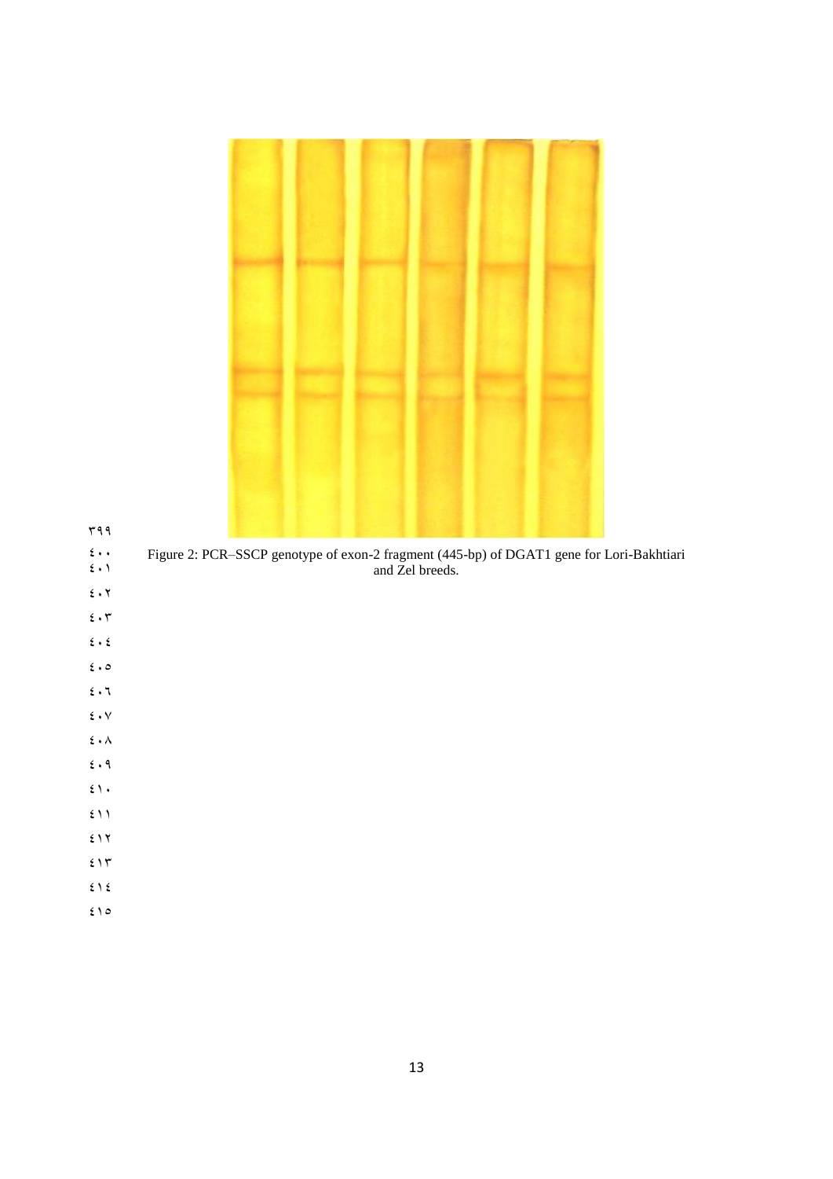Figure 2: PCR–SSCP genotype of exon-2 fragment (445-bp) of DGAT1 gene for Lori-Bakhtiari and Zel breeds.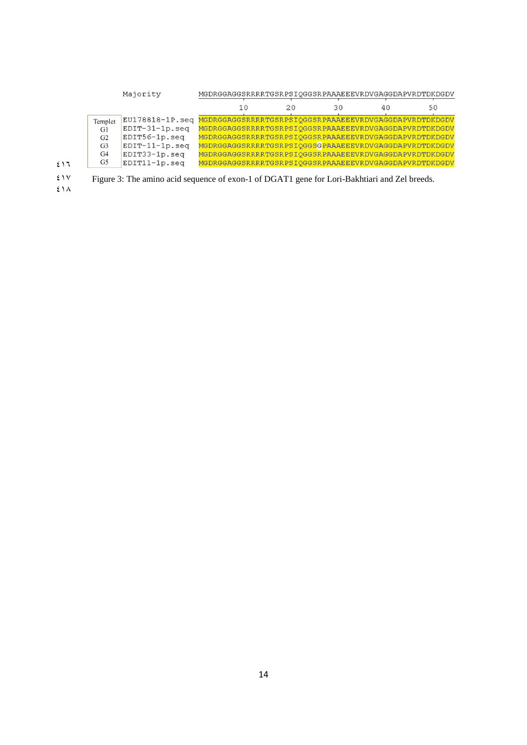```
          Majority        MGDRGGAGGSRRRRTGSRPSIQGGSRPAAAEEEVRDVGAGGDAPVRDTDKDGDV
                                    10        20        30        40        50
Templet   EU178818-1P.seq MGDRGGAGGSRRRRTGSRPSIQGGSRPAAAEEEVRDVGAGGDAPVRDTDKDGDV
G1        EDIT-31-1p.seq  MGDRGGAGGSRRRRTGSRPSIQGGSRPAAAEEEVRDVGAGGDAPVRDTDKDGDV
G2        EDIT56-1p.seq   MGDRGGAGGSRRRRTGSRPSIQGGSRPAAAEEEVRDVGAGGDAPVRDTDKDGDV
G3        EDIT-11-1p.seq  MGDRGGAGGSRRRRTGSRPSIQGGSGPAAAEEEVRDVGAGGDAPVRDTDKDGDV
G4        EDIT33-1p.seq   MGDRGGAGGSRRRRTGSRPSIQGGSRPAAAEEEVRDVGAGGDAPVRDTDKDGDV
G5        EDIT11-1p.seq   MGDRGGAGGSRRRRTGSRPSIQGGSRPAAAEEEVRDVGAGGDAPVRDTDKDGDV
```

Figure 3: The amino acid sequence of exon-1 of DGAT1 gene for Lori-Bakhtiari and Zel breeds.